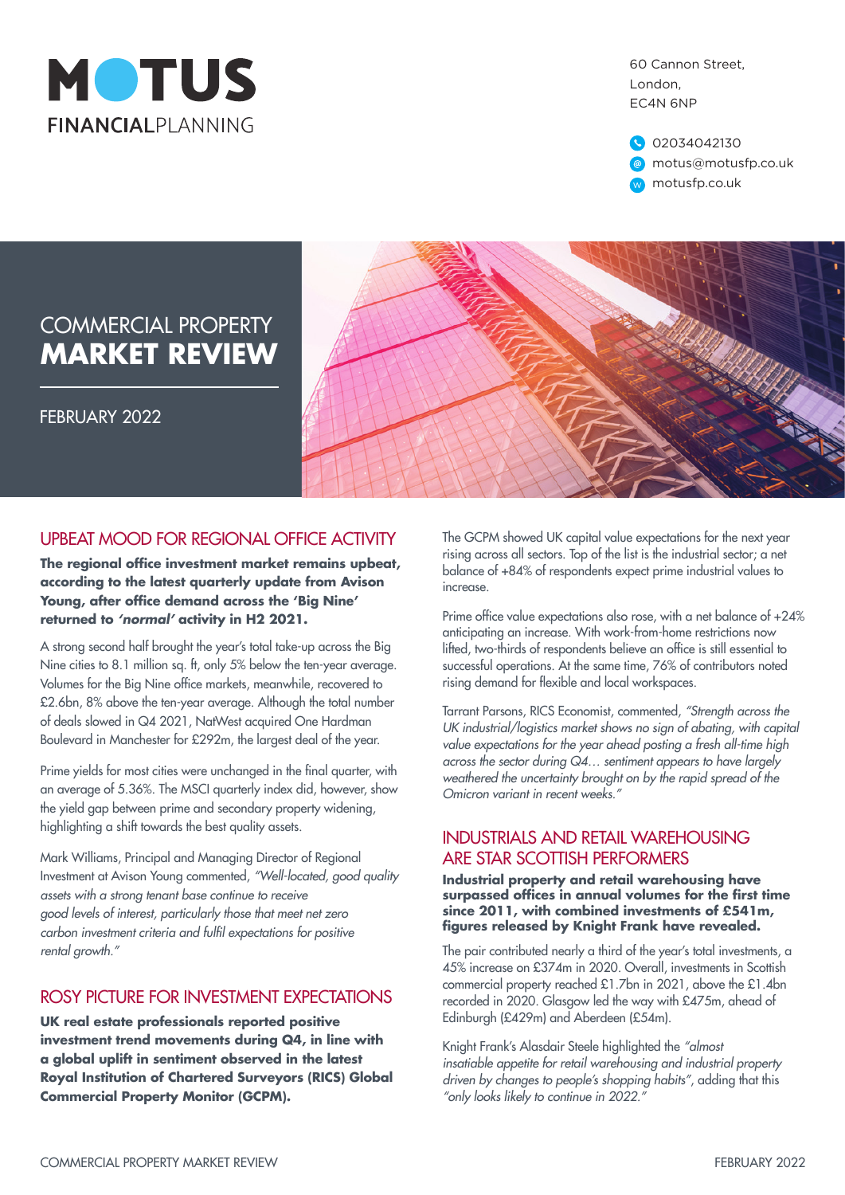# MOTUS FINANCIALPLANNING

60 Cannon Street,
London,
EC4N 6NP

02034042130
motus@motusfp.co.uk
motusfp.co.uk

# COMMERCIAL PROPERTY **MARKET REVIEW**

FEBRUARY 2022

## UPBEAT MOOD FOR REGIONAL OFFICE ACTIVITY

**The regional office investment market remains upbeat, according to the latest quarterly update from Avison Young, after office demand across the 'Big Nine' returned to *'normal'* activity in H2 2021.**

A strong second half brought the year's total take-up across the Big Nine cities to 8.1 million sq. ft, only 5% below the ten-year average. Volumes for the Big Nine office markets, meanwhile, recovered to £2.6bn, 8% above the ten-year average. Although the total number of deals slowed in Q4 2021, NatWest acquired One Hardman Boulevard in Manchester for £292m, the largest deal of the year.

Prime yields for most cities were unchanged in the final quarter, with an average of 5.36%. The MSCI quarterly index did, however, show the yield gap between prime and secondary property widening, highlighting a shift towards the best quality assets.

Mark Williams, Principal and Managing Director of Regional Investment at Avison Young commented, *"Well-located, good quality assets with a strong tenant base continue to receive good levels of interest, particularly those that meet net zero carbon investment criteria and fulfil expectations for positive rental growth."*

## ROSY PICTURE FOR INVESTMENT EXPECTATIONS

**UK real estate professionals reported positive investment trend movements during Q4, in line with a global uplift in sentiment observed in the latest Royal Institution of Chartered Surveyors (RICS) Global Commercial Property Monitor (GCPM).**

The GCPM showed UK capital value expectations for the next year rising across all sectors. Top of the list is the industrial sector; a net balance of +84% of respondents expect prime industrial values to increase.

Prime office value expectations also rose, with a net balance of +24% anticipating an increase. With work-from-home restrictions now lifted, two-thirds of respondents believe an office is still essential to successful operations. At the same time, 76% of contributors noted rising demand for flexible and local workspaces.

Tarrant Parsons, RICS Economist, commented, *"Strength across the UK industrial/logistics market shows no sign of abating, with capital value expectations for the year ahead posting a fresh all-time high across the sector during Q4… sentiment appears to have largely weathered the uncertainty brought on by the rapid spread of the Omicron variant in recent weeks."*

## INDUSTRIALS AND RETAIL WAREHOUSING ARE STAR SCOTTISH PERFORMERS

**Industrial property and retail warehousing have surpassed offices in annual volumes for the first time since 2011, with combined investments of £541m, figures released by Knight Frank have revealed.**

The pair contributed nearly a third of the year's total investments, a 45% increase on £374m in 2020. Overall, investments in Scottish commercial property reached £1.7bn in 2021, above the £1.4bn recorded in 2020. Glasgow led the way with £475m, ahead of Edinburgh (£429m) and Aberdeen (£54m).

Knight Frank's Alasdair Steele highlighted the *"almost insatiable appetite for retail warehousing and industrial property driven by changes to people's shopping habits"*, adding that this *"only looks likely to continue in 2022."*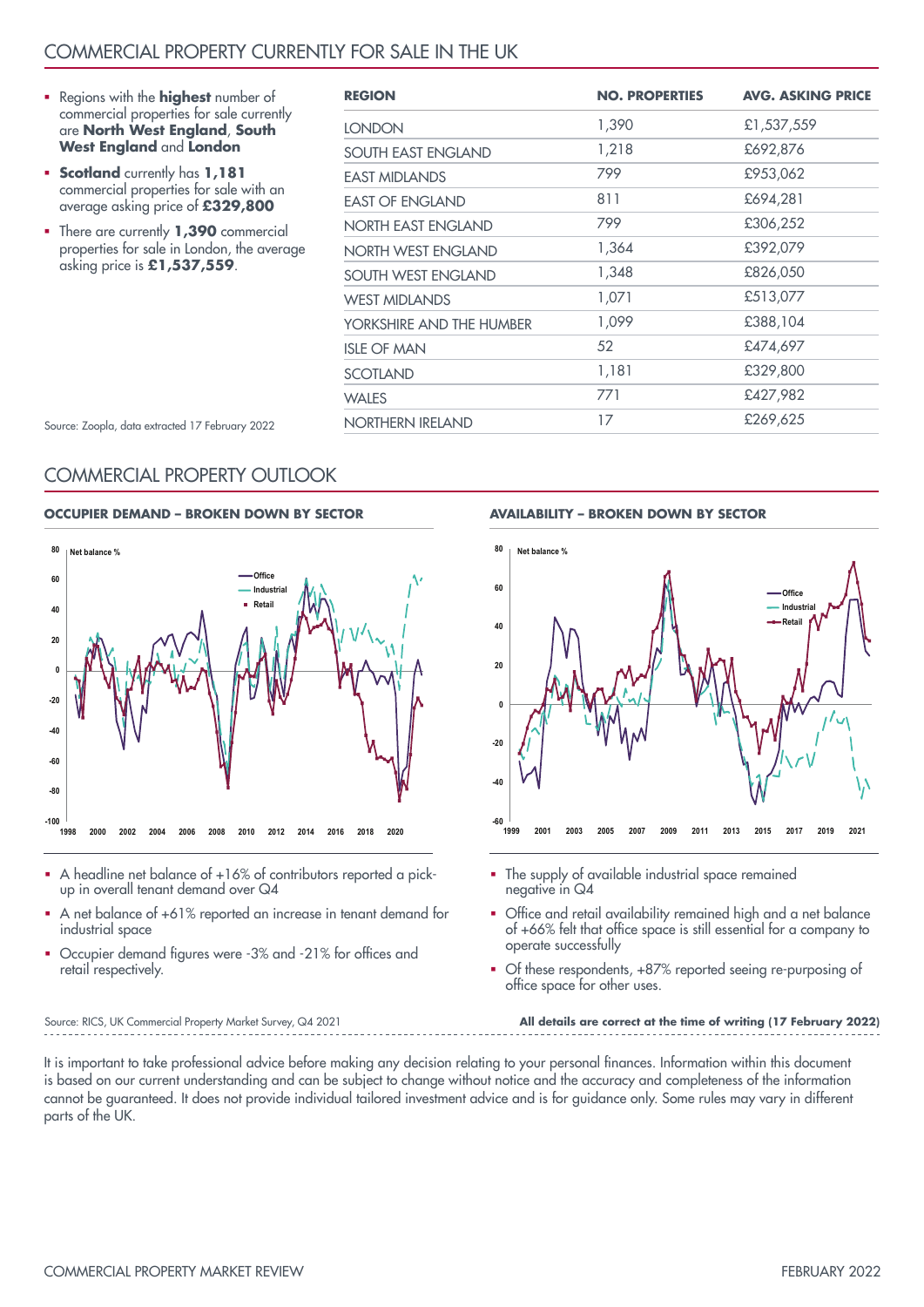## COMMERCIAL PROPERTY CURRENTLY FOR SALE IN THE UK

- Regions with the **highest** number of commercial properties for sale currently are **North West England**, **South West England** and **London**
- **Scotland** currently has **1,181** commercial properties for sale with an average asking price of **£329,800**
- There are currently **1,390** commercial properties for sale in London, the average asking price is **£1,537,559**.

| REGION | NO. PROPERTIES | AVG. ASKING PRICE |
|---|---|---|
| LONDON | 1,390 | £1,537,559 |
| SOUTH EAST ENGLAND | 1,218 | £692,876 |
| EAST MIDLANDS | 799 | £953,062 |
| EAST OF ENGLAND | 811 | £694,281 |
| NORTH EAST ENGLAND | 799 | £306,252 |
| NORTH WEST ENGLAND | 1,364 | £392,079 |
| SOUTH WEST ENGLAND | 1,348 | £826,050 |
| WEST MIDLANDS | 1,071 | £513,077 |
| YORKSHIRE AND THE HUMBER | 1,099 | £388,104 |
| ISLE OF MAN | 52 | £474,697 |
| SCOTLAND | 1,181 | £329,800 |
| WALES | 771 | £427,982 |
| NORTHERN IRELAND | 17 | £269,625 |

Source: Zoopla, data extracted 17 February 2022

## COMMERCIAL PROPERTY OUTLOOK

### OCCUPIER DEMAND – BROKEN DOWN BY SECTOR

Net balance %

80
60
40
20
0
-20
-40
-60
-80
-100

1998 2000 2002 2004 2006 2008 2010 2012 2014 2016 2018 2020

Office
Industrial
Retail

- A headline net balance of +16% of contributors reported a pick-up in overall tenant demand over Q4
- A net balance of +61% reported an increase in tenant demand for industrial space
- Occupier demand figures were -3% and -21% for offices and retail respectively.

### AVAILABILITY – BROKEN DOWN BY SECTOR

Net balance %

80
60
40
20
0
-20
-40
-60

1999 2001 2003 2005 2007 2009 2011 2013 2015 2017 2019 2021

Office
Industrial
Retail

- The supply of available industrial space remained negative in Q4
- Office and retail availability remained high and a net balance of +66% felt that office space is still essential for a company to operate successfully
- Of these respondents, +87% reported seeing re-purposing of office space for other uses.

Source: RICS, UK Commercial Property Market Survey, Q4 2021

**All details are correct at the time of writing (17 February 2022)**

It is important to take professional advice before making any decision relating to your personal finances. Information within this document is based on our current understanding and can be subject to change without notice and the accuracy and completeness of the information cannot be guaranteed. It does not provide individual tailored investment advice and is for guidance only. Some rules may vary in different parts of the UK.